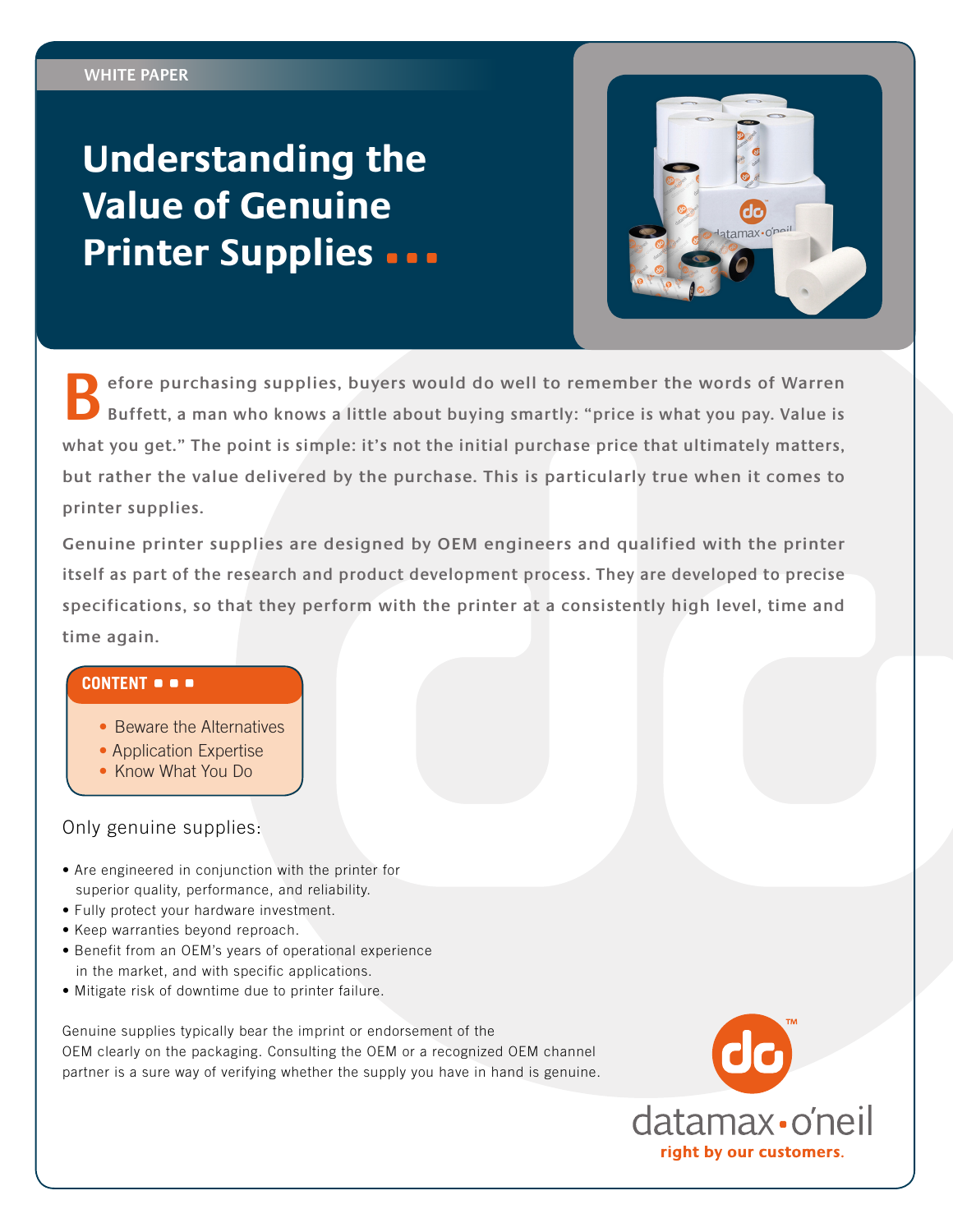WHITE PAPER

# Understanding the Value of Genuine Printer Supplies ...

Before purchasing supplies, buyers would do well to remember the words of Warren Buffett, a man who knows a little about buying smartly: "price is what you pay. Value is what you get." The point is simple: it's not the initial purchase price that ultimately matters, but rather the value delivered by the purchase. This is particularly true when it comes to printer supplies.

Genuine printer supplies are designed by OEM engineers and qualified with the printer itself as part of the research and product development process. They are developed to precise specifications, so that they perform with the printer at a consistently high level, time and time again.

**CONTENT**

- Beware the Alternatives
- Application Expertise
- Know What You Do

Only genuine supplies:

- Are engineered in conjunction with the printer for superior quality, performance, and reliability.
- Fully protect your hardware investment.
- Keep warranties beyond reproach.
- Benefit from an OEM's years of operational experience in the market, and with specific applications.
- Mitigate risk of downtime due to printer failure.

Genuine supplies typically bear the imprint or endorsement of the OEM clearly on the packaging. Consulting the OEM or a recognized OEM channel partner is a sure way of verifying whether the supply you have in hand is genuine.

datamax·o'neil
right by our customers.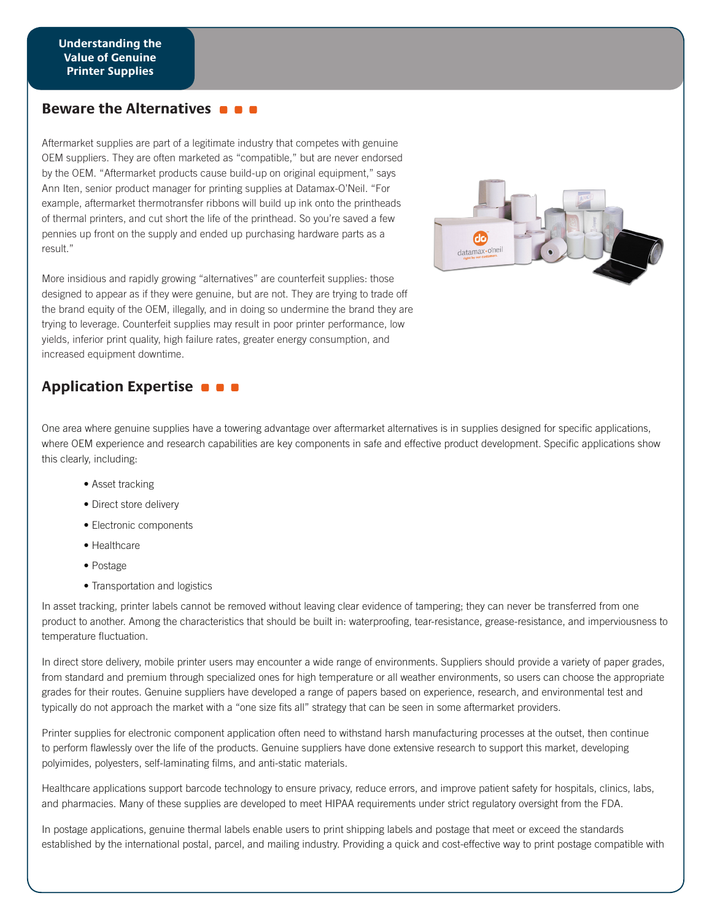## Beware the Alternatives

Aftermarket supplies are part of a legitimate industry that competes with genuine OEM suppliers. They are often marketed as "compatible," but are never endorsed by the OEM. "Aftermarket products cause build-up on original equipment," says Ann Iten, senior product manager for printing supplies at Datamax-O'Neil. "For example, aftermarket thermotransfer ribbons will build up ink onto the printheads of thermal printers, and cut short the life of the printhead. So you're saved a few pennies up front on the supply and ended up purchasing hardware parts as a result."

More insidious and rapidly growing "alternatives" are counterfeit supplies: those designed to appear as if they were genuine, but are not. They are trying to trade off the brand equity of the OEM, illegally, and in doing so undermine the brand they are trying to leverage. Counterfeit supplies may result in poor printer performance, low yields, inferior print quality, high failure rates, greater energy consumption, and increased equipment downtime.

## Application Expertise

One area where genuine supplies have a towering advantage over aftermarket alternatives is in supplies designed for specific applications, where OEM experience and research capabilities are key components in safe and effective product development. Specific applications show this clearly, including:

- Asset tracking
- Direct store delivery
- Electronic components
- Healthcare
- Postage
- Transportation and logistics

In asset tracking, printer labels cannot be removed without leaving clear evidence of tampering; they can never be transferred from one product to another. Among the characteristics that should be built in: waterproofing, tear-resistance, grease-resistance, and imperviousness to temperature fluctuation.

In direct store delivery, mobile printer users may encounter a wide range of environments. Suppliers should provide a variety of paper grades, from standard and premium through specialized ones for high temperature or all weather environments, so users can choose the appropriate grades for their routes. Genuine suppliers have developed a range of papers based on experience, research, and environmental test and typically do not approach the market with a "one size fits all" strategy that can be seen in some aftermarket providers.

Printer supplies for electronic component application often need to withstand harsh manufacturing processes at the outset, then continue to perform flawlessly over the life of the products. Genuine suppliers have done extensive research to support this market, developing polyimides, polyesters, self-laminating films, and anti-static materials.

Healthcare applications support barcode technology to ensure privacy, reduce errors, and improve patient safety for hospitals, clinics, labs, and pharmacies. Many of these supplies are developed to meet HIPAA requirements under strict regulatory oversight from the FDA.

In postage applications, genuine thermal labels enable users to print shipping labels and postage that meet or exceed the standards established by the international postal, parcel, and mailing industry. Providing a quick and cost-effective way to print postage compatible with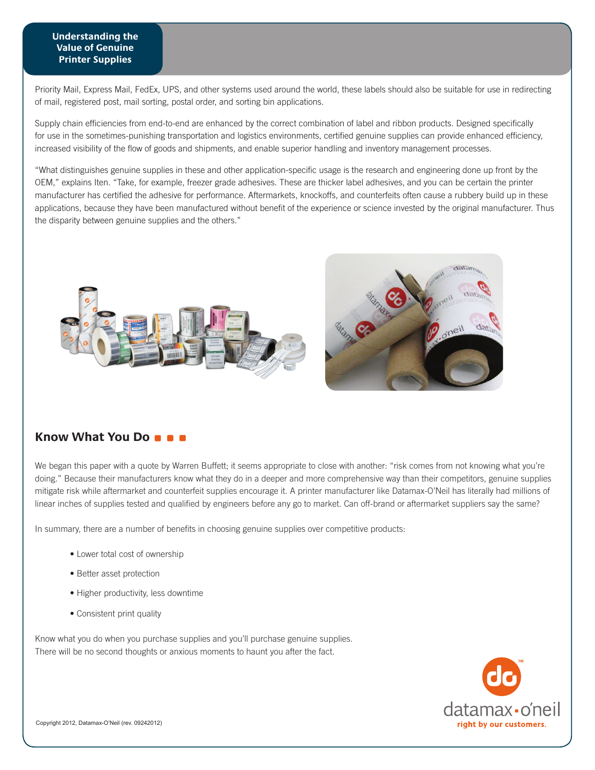Priority Mail, Express Mail, FedEx, UPS, and other systems used around the world, these labels should also be suitable for use in redirecting of mail, registered post, mail sorting, postal order, and sorting bin applications.

Supply chain efficiencies from end-to-end are enhanced by the correct combination of label and ribbon products. Designed specifically for use in the sometimes-punishing transportation and logistics environments, certified genuine supplies can provide enhanced efficiency, increased visibility of the flow of goods and shipments, and enable superior handling and inventory management processes.

"What distinguishes genuine supplies in these and other application-specific usage is the research and engineering done up front by the OEM," explains Iten. "Take, for example, freezer grade adhesives. These are thicker label adhesives, and you can be certain the printer manufacturer has certified the adhesive for performance. Aftermarkets, knockoffs, and counterfeits often cause a rubbery build up in these applications, because they have been manufactured without benefit of the experience or science invested by the original manufacturer. Thus the disparity between genuine supplies and the others."

## Know What You Do

We began this paper with a quote by Warren Buffett; it seems appropriate to close with another: "risk comes from not knowing what you're doing." Because their manufacturers know what they do in a deeper and more comprehensive way than their competitors, genuine supplies mitigate risk while aftermarket and counterfeit supplies encourage it. A printer manufacturer like Datamax-O'Neil has literally had millions of linear inches of supplies tested and qualified by engineers before any go to market. Can off-brand or aftermarket suppliers say the same?

In summary, there are a number of benefits in choosing genuine supplies over competitive products:

- Lower total cost of ownership
- Better asset protection
- Higher productivity, less downtime
- Consistent print quality

Know what you do when you purchase supplies and you'll purchase genuine supplies.
There will be no second thoughts or anxious moments to haunt you after the fact.

Copyright 2012, Datamax-O'Neil (rev. 09242012)

datamax·o'neil
right by our customers.